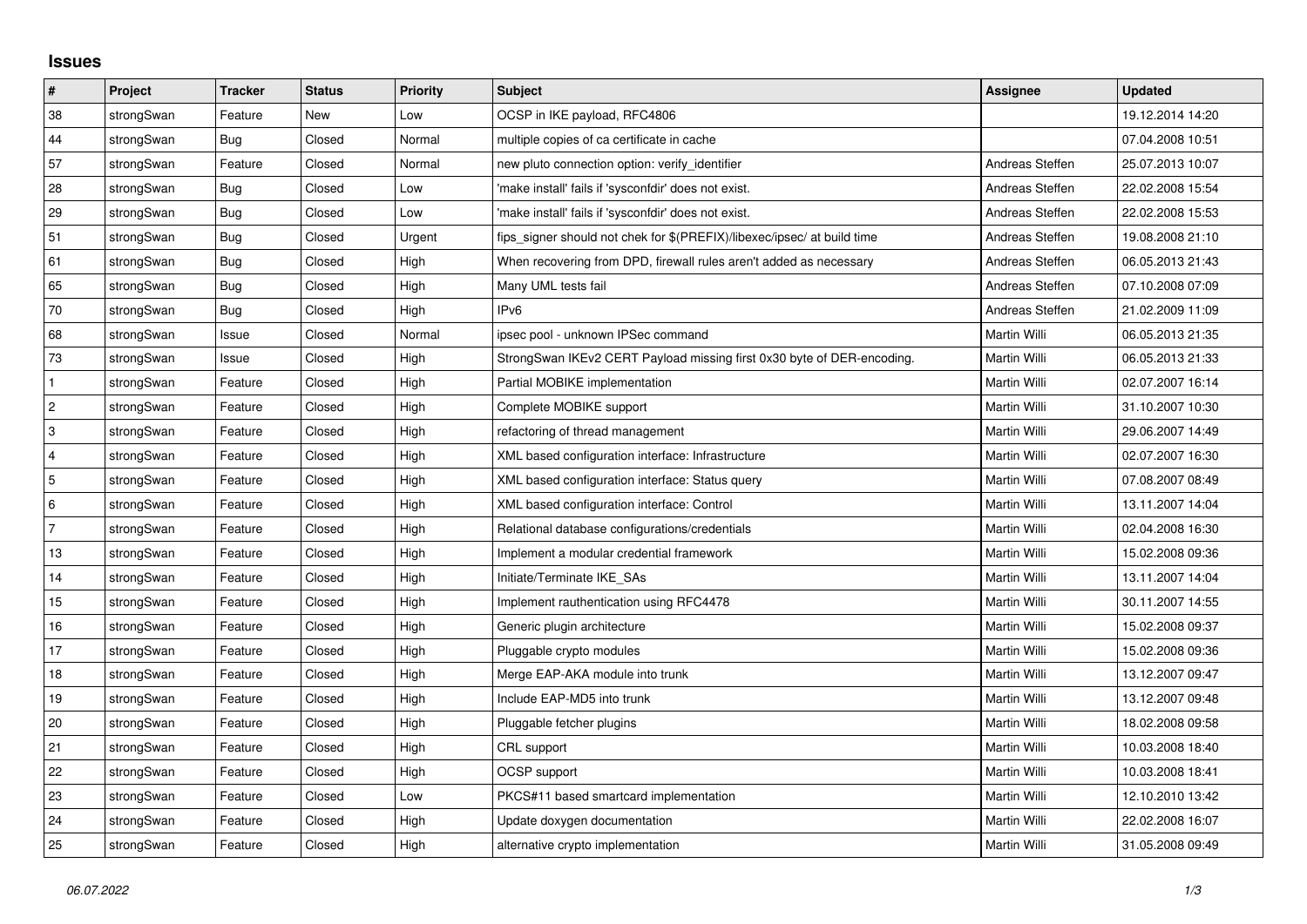## Issues

| # | Project | Tracker | Status | Priority | Subject | Assignee | Updated |
|---|---|---|---|---|---|---|---|
| 38 | strongSwan | Feature | New | Low | OCSP in IKE payload, RFC4806 | | 19.12.2014 14:20 |
| 44 | strongSwan | Bug | Closed | Normal | multiple copies of ca certificate in cache | | 07.04.2008 10:51 |
| 57 | strongSwan | Feature | Closed | Normal | new pluto connection option: verify_identifier | Andreas Steffen | 25.07.2013 10:07 |
| 28 | strongSwan | Bug | Closed | Low | 'make install' fails if 'sysconfdir' does not exist. | Andreas Steffen | 22.02.2008 15:54 |
| 29 | strongSwan | Bug | Closed | Low | 'make install' fails if 'sysconfdir' does not exist. | Andreas Steffen | 22.02.2008 15:53 |
| 51 | strongSwan | Bug | Closed | Urgent | fips_signer should not chek for $(PREFIX)/libexec/ipsec/ at build time | Andreas Steffen | 19.08.2008 21:10 |
| 61 | strongSwan | Bug | Closed | High | When recovering from DPD, firewall rules aren't added as necessary | Andreas Steffen | 06.05.2013 21:43 |
| 65 | strongSwan | Bug | Closed | High | Many UML tests fail | Andreas Steffen | 07.10.2008 07:09 |
| 70 | strongSwan | Bug | Closed | High | IPv6 | Andreas Steffen | 21.02.2009 11:09 |
| 68 | strongSwan | Issue | Closed | Normal | ipsec pool - unknown IPSec command | Martin Willi | 06.05.2013 21:35 |
| 73 | strongSwan | Issue | Closed | High | StrongSwan IKEv2 CERT Payload missing first 0x30 byte of DER-encoding. | Martin Willi | 06.05.2013 21:33 |
| 1 | strongSwan | Feature | Closed | High | Partial MOBIKE implementation | Martin Willi | 02.07.2007 16:14 |
| 2 | strongSwan | Feature | Closed | High | Complete MOBIKE support | Martin Willi | 31.10.2007 10:30 |
| 3 | strongSwan | Feature | Closed | High | refactoring of thread management | Martin Willi | 29.06.2007 14:49 |
| 4 | strongSwan | Feature | Closed | High | XML based configuration interface: Infrastructure | Martin Willi | 02.07.2007 16:30 |
| 5 | strongSwan | Feature | Closed | High | XML based configuration interface: Status query | Martin Willi | 07.08.2007 08:49 |
| 6 | strongSwan | Feature | Closed | High | XML based configuration interface: Control | Martin Willi | 13.11.2007 14:04 |
| 7 | strongSwan | Feature | Closed | High | Relational database configurations/credentials | Martin Willi | 02.04.2008 16:30 |
| 13 | strongSwan | Feature | Closed | High | Implement a modular credential framework | Martin Willi | 15.02.2008 09:36 |
| 14 | strongSwan | Feature | Closed | High | Initiate/Terminate IKE_SAs | Martin Willi | 13.11.2007 14:04 |
| 15 | strongSwan | Feature | Closed | High | Implement rauthentication using RFC4478 | Martin Willi | 30.11.2007 14:55 |
| 16 | strongSwan | Feature | Closed | High | Generic plugin architecture | Martin Willi | 15.02.2008 09:37 |
| 17 | strongSwan | Feature | Closed | High | Pluggable crypto modules | Martin Willi | 15.02.2008 09:36 |
| 18 | strongSwan | Feature | Closed | High | Merge EAP-AKA module into trunk | Martin Willi | 13.12.2007 09:47 |
| 19 | strongSwan | Feature | Closed | High | Include EAP-MD5 into trunk | Martin Willi | 13.12.2007 09:48 |
| 20 | strongSwan | Feature | Closed | High | Pluggable fetcher plugins | Martin Willi | 18.02.2008 09:58 |
| 21 | strongSwan | Feature | Closed | High | CRL support | Martin Willi | 10.03.2008 18:40 |
| 22 | strongSwan | Feature | Closed | High | OCSP support | Martin Willi | 10.03.2008 18:41 |
| 23 | strongSwan | Feature | Closed | Low | PKCS#11 based smartcard implementation | Martin Willi | 12.10.2010 13:42 |
| 24 | strongSwan | Feature | Closed | High | Update doxygen documentation | Martin Willi | 22.02.2008 16:07 |
| 25 | strongSwan | Feature | Closed | High | alternative crypto implementation | Martin Willi | 31.05.2008 09:49 |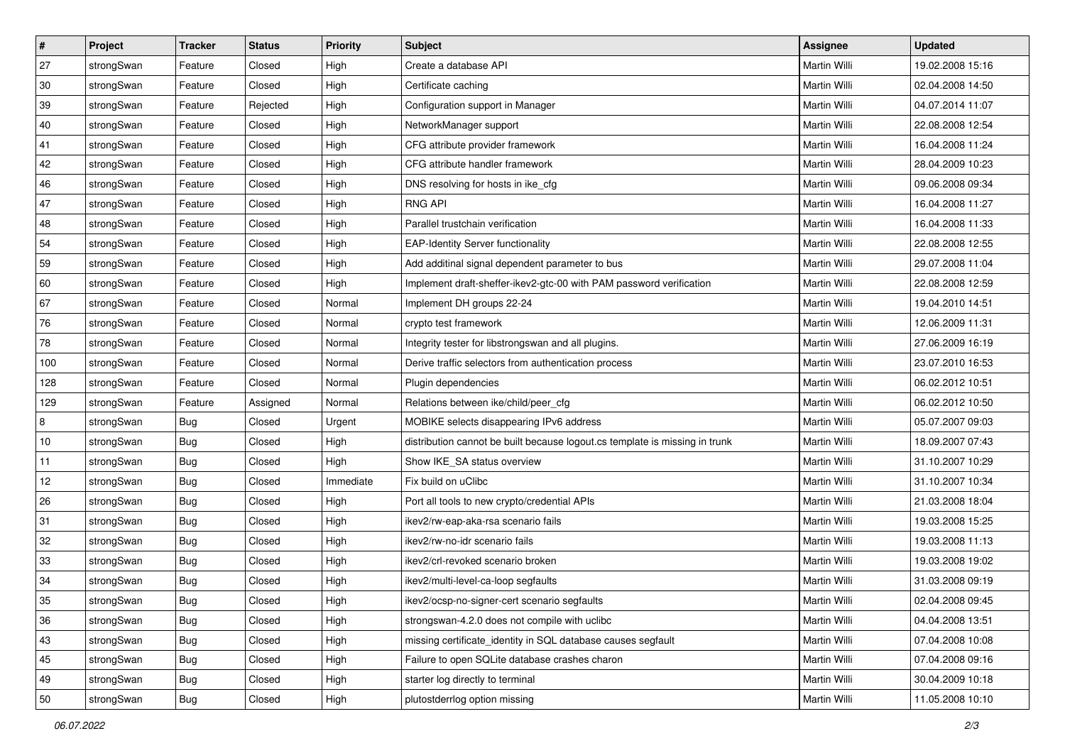| # | Project | Tracker | Status | Priority | Subject | Assignee | Updated |
|---|---|---|---|---|---|---|---|
| 27 | strongSwan | Feature | Closed | High | Create a database API | Martin Willi | 19.02.2008 15:16 |
| 30 | strongSwan | Feature | Closed | High | Certificate caching | Martin Willi | 02.04.2008 14:50 |
| 39 | strongSwan | Feature | Rejected | High | Configuration support in Manager | Martin Willi | 04.07.2014 11:07 |
| 40 | strongSwan | Feature | Closed | High | NetworkManager support | Martin Willi | 22.08.2008 12:54 |
| 41 | strongSwan | Feature | Closed | High | CFG attribute provider framework | Martin Willi | 16.04.2008 11:24 |
| 42 | strongSwan | Feature | Closed | High | CFG attribute handler framework | Martin Willi | 28.04.2009 10:23 |
| 46 | strongSwan | Feature | Closed | High | DNS resolving for hosts in ike_cfg | Martin Willi | 09.06.2008 09:34 |
| 47 | strongSwan | Feature | Closed | High | RNG API | Martin Willi | 16.04.2008 11:27 |
| 48 | strongSwan | Feature | Closed | High | Parallel trustchain verification | Martin Willi | 16.04.2008 11:33 |
| 54 | strongSwan | Feature | Closed | High | EAP-Identity Server functionality | Martin Willi | 22.08.2008 12:55 |
| 59 | strongSwan | Feature | Closed | High | Add additinal signal dependent parameter to bus | Martin Willi | 29.07.2008 11:04 |
| 60 | strongSwan | Feature | Closed | High | Implement draft-sheffer-ikev2-gtc-00 with PAM password verification | Martin Willi | 22.08.2008 12:59 |
| 67 | strongSwan | Feature | Closed | Normal | Implement DH groups 22-24 | Martin Willi | 19.04.2010 14:51 |
| 76 | strongSwan | Feature | Closed | Normal | crypto test framework | Martin Willi | 12.06.2009 11:31 |
| 78 | strongSwan | Feature | Closed | Normal | Integrity tester for libstrongswan and all plugins. | Martin Willi | 27.06.2009 16:19 |
| 100 | strongSwan | Feature | Closed | Normal | Derive traffic selectors from authentication process | Martin Willi | 23.07.2010 16:53 |
| 128 | strongSwan | Feature | Closed | Normal | Plugin dependencies | Martin Willi | 06.02.2012 10:51 |
| 129 | strongSwan | Feature | Assigned | Normal | Relations between ike/child/peer_cfg | Martin Willi | 06.02.2012 10:50 |
| 8 | strongSwan | Bug | Closed | Urgent | MOBIKE selects disappearing IPv6 address | Martin Willi | 05.07.2007 09:03 |
| 10 | strongSwan | Bug | Closed | High | distribution cannot be built because logout.cs template is missing in trunk | Martin Willi | 18.09.2007 07:43 |
| 11 | strongSwan | Bug | Closed | High | Show IKE_SA status overview | Martin Willi | 31.10.2007 10:29 |
| 12 | strongSwan | Bug | Closed | Immediate | Fix build on uClibc | Martin Willi | 31.10.2007 10:34 |
| 26 | strongSwan | Bug | Closed | High | Port all tools to new crypto/credential APIs | Martin Willi | 21.03.2008 18:04 |
| 31 | strongSwan | Bug | Closed | High | ikev2/rw-eap-aka-rsa scenario fails | Martin Willi | 19.03.2008 15:25 |
| 32 | strongSwan | Bug | Closed | High | ikev2/rw-no-idr scenario fails | Martin Willi | 19.03.2008 11:13 |
| 33 | strongSwan | Bug | Closed | High | ikev2/crl-revoked scenario broken | Martin Willi | 19.03.2008 19:02 |
| 34 | strongSwan | Bug | Closed | High | ikev2/multi-level-ca-loop segfaults | Martin Willi | 31.03.2008 09:19 |
| 35 | strongSwan | Bug | Closed | High | ikev2/ocsp-no-signer-cert scenario segfaults | Martin Willi | 02.04.2008 09:45 |
| 36 | strongSwan | Bug | Closed | High | strongswan-4.2.0 does not compile with uclibc | Martin Willi | 04.04.2008 13:51 |
| 43 | strongSwan | Bug | Closed | High | missing certificate_identity in SQL database causes segfault | Martin Willi | 07.04.2008 10:08 |
| 45 | strongSwan | Bug | Closed | High | Failure to open SQLite database crashes charon | Martin Willi | 07.04.2008 09:16 |
| 49 | strongSwan | Bug | Closed | High | starter log directly to terminal | Martin Willi | 30.04.2009 10:18 |
| 50 | strongSwan | Bug | Closed | High | plutostderrlog option missing | Martin Willi | 11.05.2008 10:10 |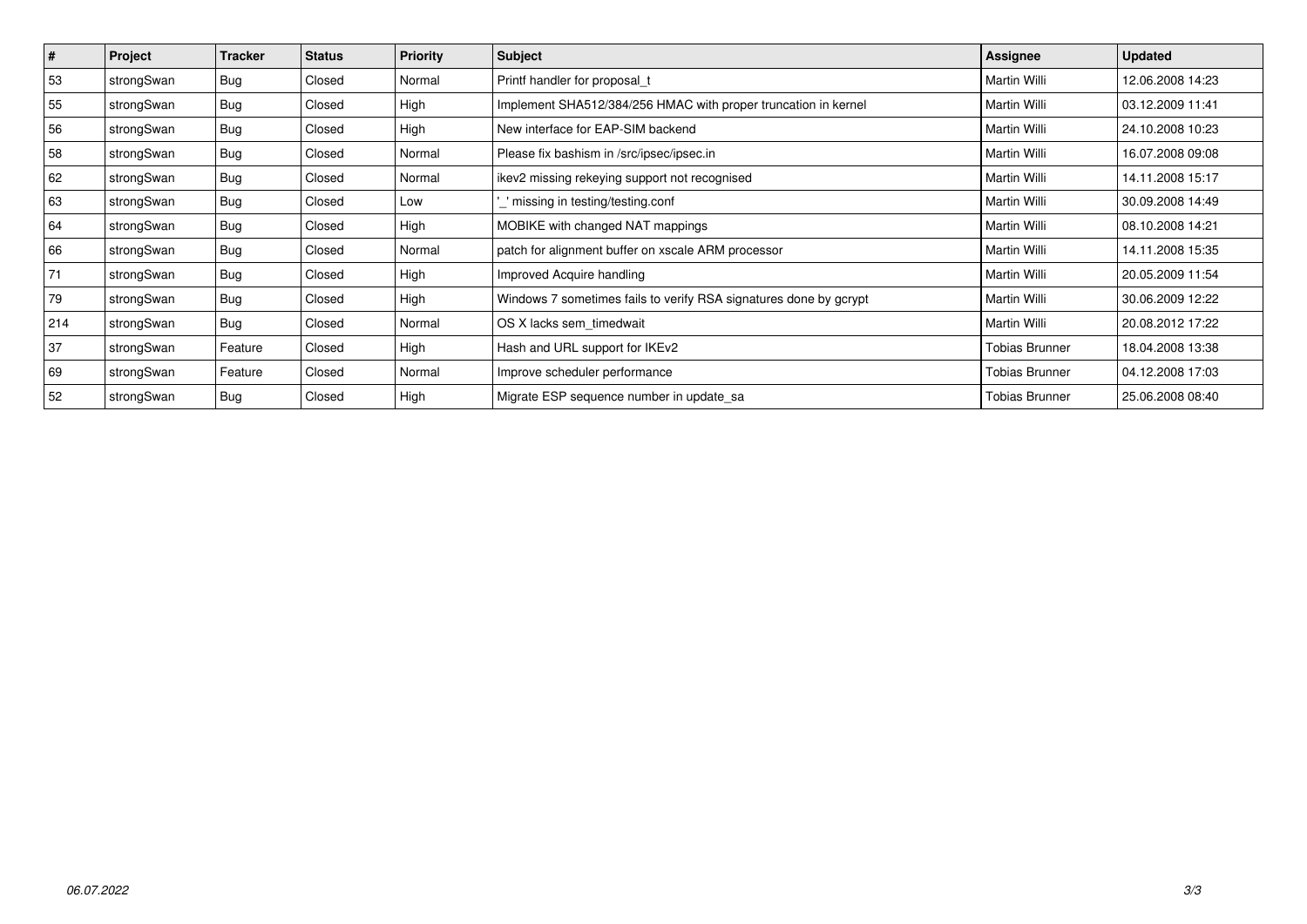| # | Project | Tracker | Status | Priority | Subject | Assignee | Updated |
|---|---|---|---|---|---|---|---|
| 53 | strongSwan | Bug | Closed | Normal | Printf handler for proposal_t | Martin Willi | 12.06.2008 14:23 |
| 55 | strongSwan | Bug | Closed | High | Implement SHA512/384/256 HMAC with proper truncation in kernel | Martin Willi | 03.12.2009 11:41 |
| 56 | strongSwan | Bug | Closed | High | New interface for EAP-SIM backend | Martin Willi | 24.10.2008 10:23 |
| 58 | strongSwan | Bug | Closed | Normal | Please fix bashism in /src/ipsec/ipsec.in | Martin Willi | 16.07.2008 09:08 |
| 62 | strongSwan | Bug | Closed | Normal | ikev2 missing rekeying support not recognised | Martin Willi | 14.11.2008 15:17 |
| 63 | strongSwan | Bug | Closed | Low | '_' missing in testing/testing.conf | Martin Willi | 30.09.2008 14:49 |
| 64 | strongSwan | Bug | Closed | High | MOBIKE with changed NAT mappings | Martin Willi | 08.10.2008 14:21 |
| 66 | strongSwan | Bug | Closed | Normal | patch for alignment buffer on xscale ARM processor | Martin Willi | 14.11.2008 15:35 |
| 71 | strongSwan | Bug | Closed | High | Improved Acquire handling | Martin Willi | 20.05.2009 11:54 |
| 79 | strongSwan | Bug | Closed | High | Windows 7 sometimes fails to verify RSA signatures done by gcrypt | Martin Willi | 30.06.2009 12:22 |
| 214 | strongSwan | Bug | Closed | Normal | OS X lacks sem_timedwait | Martin Willi | 20.08.2012 17:22 |
| 37 | strongSwan | Feature | Closed | High | Hash and URL support for IKEv2 | Tobias Brunner | 18.04.2008 13:38 |
| 69 | strongSwan | Feature | Closed | Normal | Improve scheduler performance | Tobias Brunner | 04.12.2008 17:03 |
| 52 | strongSwan | Bug | Closed | High | Migrate ESP sequence number in update_sa | Tobias Brunner | 25.06.2008 08:40 |